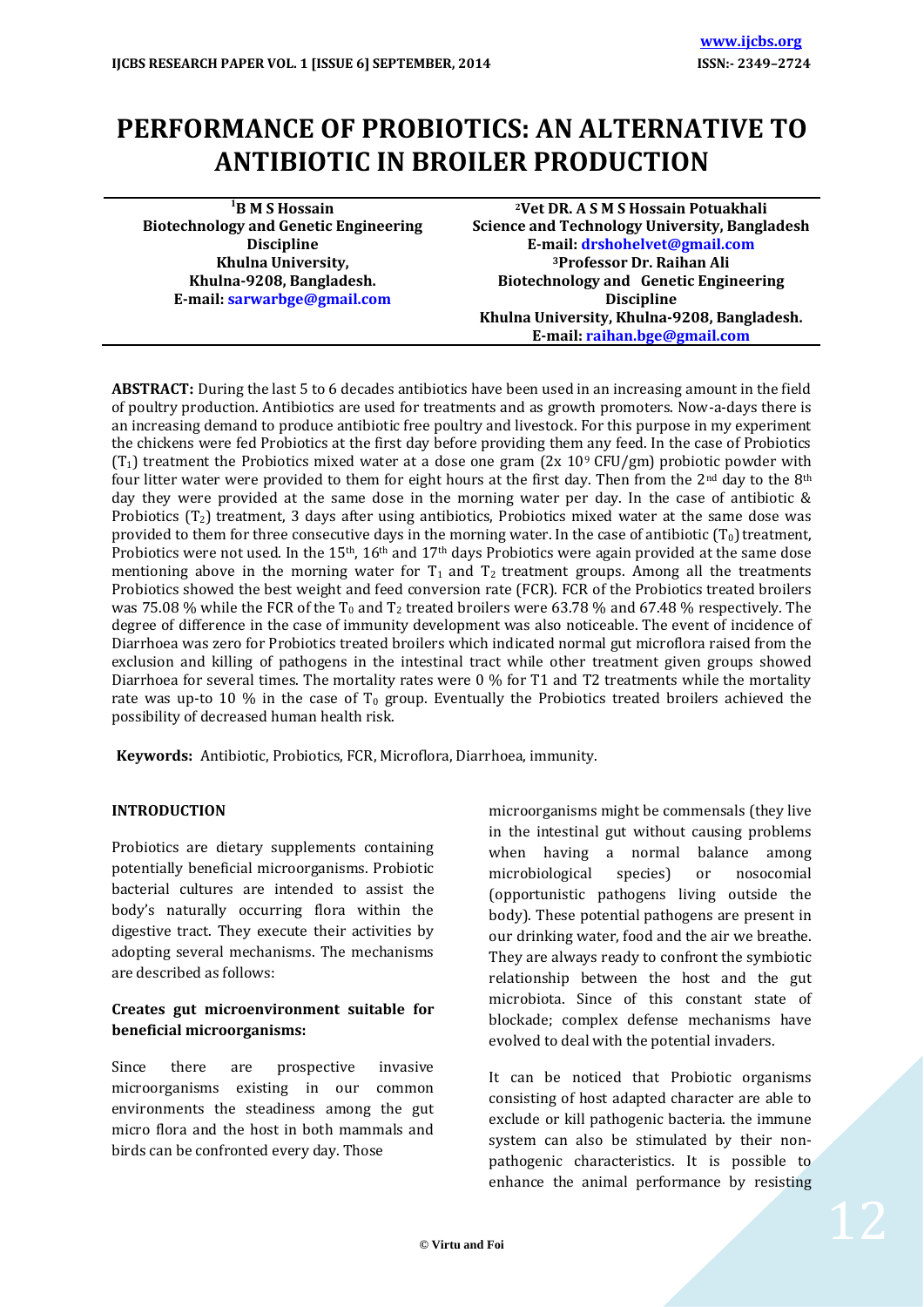# PERFORMANCE OF PROBIOTICS: AN ALTERNATIVE TO ANTIBIOTIC IN BROILER PRODUCTION

[1]B M S Hossain
Biotechnology and Genetic Engineering Discipline
Khulna University,
Khulna-9208, Bangladesh.
E-mail: sarwarbge@gmail.com

[2]Vet DR. A S M S Hossain Potuakhali
Science and Technology University, Bangladesh
E-mail: drshohelvet@gmail.com

[3]Professor Dr. Raihan Ali
Biotechnology and Genetic Engineering Discipline
Khulna University, Khulna-9208, Bangladesh.
E-mail: raihan.bge@gmail.com

**ABSTRACT:** During the last 5 to 6 decades antibiotics have been used in an increasing amount in the field of poultry production. Antibiotics are used for treatments and as growth promoters. Now-a-days there is an increasing demand to produce antibiotic free poultry and livestock. For this purpose in my experiment the chickens were fed Probiotics at the first day before providing them any feed. In the case of Probiotics ($T_1$) treatment the Probiotics mixed water at a dose one gram ($2x\ 10^9$ CFU/gm) probiotic powder with four litter water were provided to them for eight hours at the first day. Then from the 2nd day to the 8th day they were provided at the same dose in the morning water per day. In the case of antibiotic & Probiotics ($T_2$) treatment, 3 days after using antibiotics, Probiotics mixed water at the same dose was provided to them for three consecutive days in the morning water. In the case of antibiotic ($T_0$) treatment, Probiotics were not used. In the 15th, 16th and 17th days Probiotics were again provided at the same dose mentioning above in the morning water for $T_1$ and $T_2$ treatment groups. Among all the treatments Probiotics showed the best weight and feed conversion rate (FCR). FCR of the Probiotics treated broilers was 75.08 % while the FCR of the $T_0$ and $T_2$ treated broilers were 63.78 % and 67.48 % respectively. The degree of difference in the case of immunity development was also noticeable. The event of incidence of Diarrhoea was zero for Probiotics treated broilers which indicated normal gut microflora raised from the exclusion and killing of pathogens in the intestinal tract while other treatment given groups showed Diarrhoea for several times. The mortality rates were 0 % for T1 and T2 treatments while the mortality rate was up-to 10 % in the case of $T_0$ group. Eventually the Probiotics treated broilers achieved the possibility of decreased human health risk.

**Keywords:** Antibiotic, Probiotics, FCR, Microflora, Diarrhoea, immunity.

## INTRODUCTION

Probiotics are dietary supplements containing potentially beneficial microorganisms. Probiotic bacterial cultures are intended to assist the body's naturally occurring flora within the digestive tract. They execute their activities by adopting several mechanisms. The mechanisms are described as follows:

### Creates gut microenvironment suitable for beneficial microorganisms:

Since there are prospective invasive microorganisms existing in our common environments the steadiness among the gut micro flora and the host in both mammals and birds can be confronted every day. Those microorganisms might be commensals (they live in the intestinal gut without causing problems when having a normal balance among microbiological species) or nosocomial (opportunistic pathogens living outside the body). These potential pathogens are present in our drinking water, food and the air we breathe. They are always ready to confront the symbiotic relationship between the host and the gut microbiota. Since of this constant state of blockade; complex defense mechanisms have evolved to deal with the potential invaders.

It can be noticed that Probiotic organisms consisting of host adapted character are able to exclude or kill pathogenic bacteria. the immune system can also be stimulated by their non-pathogenic characteristics. It is possible to enhance the animal performance by resisting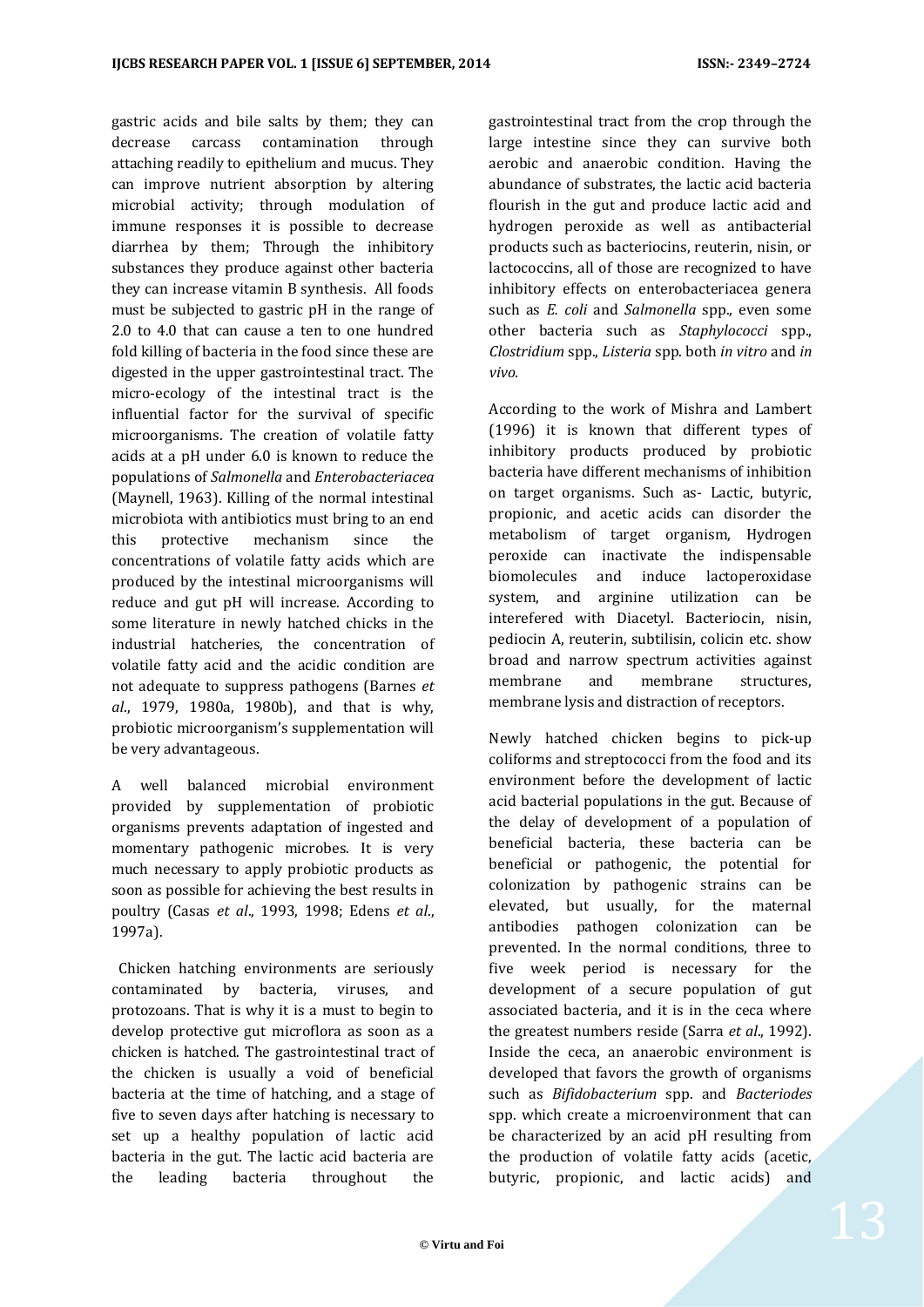gastric acids and bile salts by them; they can decrease carcass contamination through attaching readily to epithelium and mucus. They can improve nutrient absorption by altering microbial activity; through modulation of immune responses it is possible to decrease diarrhea by them; Through the inhibitory substances they produce against other bacteria they can increase vitamin B synthesis. All foods must be subjected to gastric pH in the range of 2.0 to 4.0 that can cause a ten to one hundred fold killing of bacteria in the food since these are digested in the upper gastrointestinal tract. The micro-ecology of the intestinal tract is the influential factor for the survival of specific microorganisms. The creation of volatile fatty acids at a pH under 6.0 is known to reduce the populations of *Salmonella* and *Enterobacteriacea* (Maynell, 1963). Killing of the normal intestinal microbiota with antibiotics must bring to an end this protective mechanism since the concentrations of volatile fatty acids which are produced by the intestinal microorganisms will reduce and gut pH will increase. According to some literature in newly hatched chicks in the industrial hatcheries, the concentration of volatile fatty acid and the acidic condition are not adequate to suppress pathogens (Barnes *et al*., 1979, 1980a, 1980b), and that is why, probiotic microorganism's supplementation will be very advantageous.

A well balanced microbial environment provided by supplementation of probiotic organisms prevents adaptation of ingested and momentary pathogenic microbes. It is very much necessary to apply probiotic products as soon as possible for achieving the best results in poultry (Casas *et al*., 1993, 1998; Edens *et al*., 1997a).

Chicken hatching environments are seriously contaminated by bacteria, viruses, and protozoans. That is why it is a must to begin to develop protective gut microflora as soon as a chicken is hatched. The gastrointestinal tract of the chicken is usually a void of beneficial bacteria at the time of hatching, and a stage of five to seven days after hatching is necessary to set up a healthy population of lactic acid bacteria in the gut. The lactic acid bacteria are the leading bacteria throughout the gastrointestinal tract from the crop through the large intestine since they can survive both aerobic and anaerobic condition. Having the abundance of substrates, the lactic acid bacteria flourish in the gut and produce lactic acid and hydrogen peroxide as well as antibacterial products such as bacteriocins, reuterin, nisin, or lactococcins, all of those are recognized to have inhibitory effects on enterobacteriacea genera such as *E. coli* and *Salmonella* spp., even some other bacteria such as *Staphylococci* spp., *Clostridium* spp., *Listeria* spp. both *in vitro* and *in vivo*.

According to the work of Mishra and Lambert (1996) it is known that different types of inhibitory products produced by probiotic bacteria have different mechanisms of inhibition on target organisms. Such as- Lactic, butyric, propionic, and acetic acids can disorder the metabolism of target organism, Hydrogen peroxide can inactivate the indispensable biomolecules and induce lactoperoxidase system, and arginine utilization can be interefered with Diacetyl. Bacteriocin, nisin, pediocin A, reuterin, subtilisin, colicin etc. show broad and narrow spectrum activities against membrane and membrane structures, membrane lysis and distraction of receptors.

Newly hatched chicken begins to pick-up coliforms and streptococci from the food and its environment before the development of lactic acid bacterial populations in the gut. Because of the delay of development of a population of beneficial bacteria, these bacteria can be beneficial or pathogenic, the potential for colonization by pathogenic strains can be elevated, but usually, for the maternal antibodies pathogen colonization can be prevented. In the normal conditions, three to five week period is necessary for the development of a secure population of gut associated bacteria, and it is in the ceca where the greatest numbers reside (Sarra *et al*., 1992). Inside the ceca, an anaerobic environment is developed that favors the growth of organisms such as *Bifidobacterium* spp. and *Bacteriodes* spp. which create a microenvironment that can be characterized by an acid pH resulting from the production of volatile fatty acids (acetic, butyric, propionic, and lactic acids) and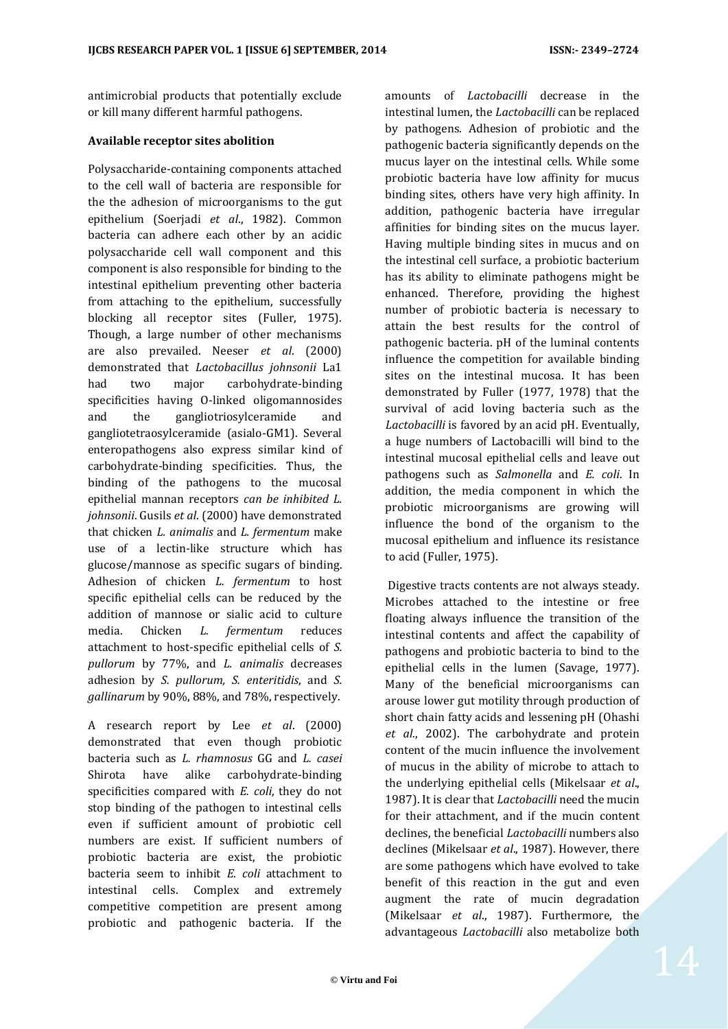antimicrobial products that potentially exclude or kill many different harmful pathogens.

**Available receptor sites abolition**

Polysaccharide-containing components attached to the cell wall of bacteria are responsible for the the adhesion of microorganisms to the gut epithelium (Soerjadi *et al*., 1982). Common bacteria can adhere each other by an acidic polysaccharide cell wall component and this component is also responsible for binding to the intestinal epithelium preventing other bacteria from attaching to the epithelium, successfully blocking all receptor sites (Fuller, 1975). Though, a large number of other mechanisms are also prevailed. Neeser *et al*. (2000) demonstrated that *Lactobacillus johnsonii* La1 had two major carbohydrate-binding specificities having O-linked oligomannosides and the gangliotriosylceramide and gangliotetraosylceramide (asialo-GM1). Several enteropathogens also express similar kind of carbohydrate-binding specificities. Thus, the binding of the pathogens to the mucosal epithelial mannan receptors *can be inhibited L. johnsonii*. Gusils *et al*. (2000) have demonstrated that chicken *L. animalis* and *L. fermentum* make use of a lectin-like structure which has glucose/mannose as specific sugars of binding. Adhesion of chicken *L. fermentum* to host specific epithelial cells can be reduced by the addition of mannose or sialic acid to culture media. Chicken *L. fermentum* reduces attachment to host-specific epithelial cells of *S. pullorum* by 77%, and *L. animalis* decreases adhesion by *S. pullorum, S. enteritidis*, and *S. gallinarum* by 90%, 88%, and 78%, respectively.

A research report by Lee *et al*. (2000) demonstrated that even though probiotic bacteria such as *L. rhamnosus* GG and *L. casei* Shirota have alike carbohydrate-binding specificities compared with *E. coli*, they do not stop binding of the pathogen to intestinal cells even if sufficient amount of probiotic cell numbers are exist. If sufficient numbers of probiotic bacteria are exist, the probiotic bacteria seem to inhibit *E. coli* attachment to intestinal cells. Complex and extremely competitive competition are present among probiotic and pathogenic bacteria. If the amounts of *Lactobacilli* decrease in the intestinal lumen, the *Lactobacilli* can be replaced by pathogens. Adhesion of probiotic and the pathogenic bacteria significantly depends on the mucus layer on the intestinal cells. While some probiotic bacteria have low affinity for mucus binding sites, others have very high affinity. In addition, pathogenic bacteria have irregular affinities for binding sites on the mucus layer. Having multiple binding sites in mucus and on the intestinal cell surface, a probiotic bacterium has its ability to eliminate pathogens might be enhanced. Therefore, providing the highest number of probiotic bacteria is necessary to attain the best results for the control of pathogenic bacteria. pH of the luminal contents influence the competition for available binding sites on the intestinal mucosa. It has been demonstrated by Fuller (1977, 1978) that the survival of acid loving bacteria such as the *Lactobacilli* is favored by an acid pH. Eventually, a huge numbers of Lactobacilli will bind to the intestinal mucosal epithelial cells and leave out pathogens such as *Salmonella* and *E. coli*. In addition, the media component in which the probiotic microorganisms are growing will influence the bond of the organism to the mucosal epithelium and influence its resistance to acid (Fuller, 1975).

Digestive tracts contents are not always steady. Microbes attached to the intestine or free floating always influence the transition of the intestinal contents and affect the capability of pathogens and probiotic bacteria to bind to the epithelial cells in the lumen (Savage, 1977). Many of the beneficial microorganisms can arouse lower gut motility through production of short chain fatty acids and lessening pH (Ohashi *et al*., 2002). The carbohydrate and protein content of the mucin influence the involvement of mucus in the ability of microbe to attach to the underlying epithelial cells (Mikelsaar *et al*., 1987). It is clear that *Lactobacilli* need the mucin for their attachment, and if the mucin content declines, the beneficial *Lactobacilli* numbers also declines (Mikelsaar *et al*., 1987). However, there are some pathogens which have evolved to take benefit of this reaction in the gut and even augment the rate of mucin degradation (Mikelsaar *et al*., 1987). Furthermore, the advantageous *Lactobacilli* also metabolize both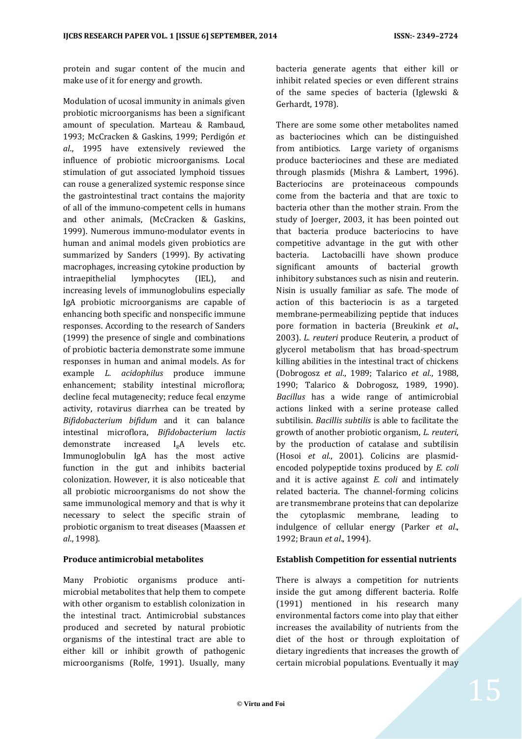protein and sugar content of the mucin and make use of it for energy and growth.

Modulation of ucosal immunity in animals given probiotic microorganisms has been a significant amount of speculation. Marteau & Rambaud, 1993; McCracken & Gaskins, 1999; Perdigón *et al*., 1995 have extensively reviewed the influence of probiotic microorganisms. Local stimulation of gut associated lymphoid tissues can rouse a generalized systemic response since the gastrointestinal tract contains the majority of all of the immuno-competent cells in humans and other animals, (McCracken & Gaskins, 1999). Numerous immuno-modulator events in human and animal models given probiotics are summarized by Sanders (1999). By activating macrophages, increasing cytokine production by intraepithelial lymphocytes (IEL), and increasing levels of immunoglobulins especially IgA probiotic microorganisms are capable of enhancing both specific and nonspecific immune responses. According to the research of Sanders (1999) the presence of single and combinations of probiotic bacteria demonstrate some immune responses in human and animal models. As for example *L. acidophilus* produce immune enhancement; stability intestinal microflora; decline fecal mutagenecity; reduce fecal enzyme activity, rotavirus diarrhea can be treated by *Bifidobacterium bifidum* and it can balance intestinal microflora, *Bifidobacterium lactis* demonstrate increased $I_gA$ levels etc. Immunoglobulin IgA has the most active function in the gut and inhibits bacterial colonization. However, it is also noticeable that all probiotic microorganisms do not show the same immunological memory and that is why it necessary to select the specific strain of probiotic organism to treat diseases (Maassen *et al*., 1998).

**Produce antimicrobial metabolites**

Many Probiotic organisms produce anti-microbial metabolites that help them to compete with other organism to establish colonization in the intestinal tract. Antimicrobial substances produced and secreted by natural probiotic organisms of the intestinal tract are able to either kill or inhibit growth of pathogenic microorganisms (Rolfe, 1991). Usually, many bacteria generate agents that either kill or inhibit related species or even different strains of the same species of bacteria (Iglewski & Gerhardt, 1978).

There are some some other metabolites named as bacteriocines which can be distinguished from antibiotics. Large variety of organisms produce bacteriocines and these are mediated through plasmids (Mishra & Lambert, 1996). Bacteriocins are proteinaceous compounds come from the bacteria and that are toxic to bacteria other than the mother strain. From the study of Joerger, 2003, it has been pointed out that bacteria produce bacteriocins to have competitive advantage in the gut with other bacteria. Lactobacilli have shown produce significant amounts of bacterial growth inhibitory substances such as nisin and reuterin. Nisin is usually familiar as safe. The mode of action of this bacteriocin is as a targeted membrane-permeabilizing peptide that induces pore formation in bacteria (Breukink *et al*., 2003). *L. reuteri* produce Reuterin, a product of glycerol metabolism that has broad-spectrum killing abilities in the intestinal tract of chickens (Dobrogosz *et al*., 1989; Talarico *et al*., 1988, 1990; Talarico & Dobrogosz, 1989, 1990). *Bacillus* has a wide range of antimicrobial actions linked with a serine protease called subtilisin. *Bacillis subtilis* is able to facilitate the growth of another probiotic organism, *L. reuteri*, by the production of catalase and subtilisin (Hosoi *et al*., 2001). Colicins are plasmid-encoded polypeptide toxins produced by *E. coli* and it is active against *E. coli* and intimately related bacteria. The channel-forming colicins are transmembrane proteins that can depolarize the cytoplasmic membrane, leading to indulgence of cellular energy (Parker *et al*., 1992; Braun *et al*., 1994).

**Establish Competition for essential nutrients**

There is always a competition for nutrients inside the gut among different bacteria. Rolfe (1991) mentioned in his research many environmental factors come into play that either increases the availability of nutrients from the diet of the host or through exploitation of dietary ingredients that increases the growth of certain microbial populations. Eventually it may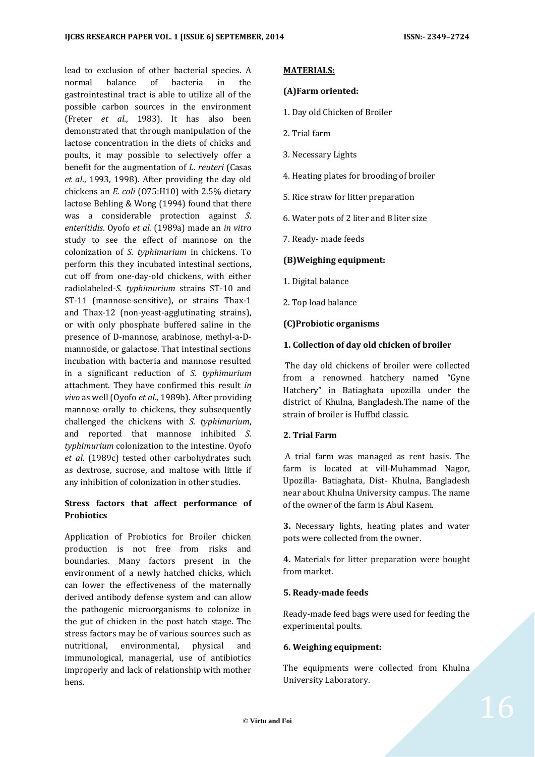lead to exclusion of other bacterial species. A normal balance of bacteria in the gastrointestinal tract is able to utilize all of the possible carbon sources in the environment (Freter *et al.*, 1983). It has also been demonstrated that through manipulation of the lactose concentration in the diets of chicks and poults, it may possible to selectively offer a benefit for the augmentation of *L. reuteri* (Casas *et al*., 1993, 1998). After providing the day old chickens an *E. coli* (O75:H10) with 2.5% dietary lactose Behling & Wong (1994) found that there was a considerable protection against *S. enteritidis*. Oyofo *et al*. (1989a) made an *in vitro* study to see the effect of mannose on the colonization of *S. typhimurium* in chickens. To perform this they incubated intestinal sections, cut off from one-day-old chickens, with either radiolabeled-*S. typhimurium* strains ST-10 and ST-11 (mannose-sensitive), or strains Thax-1 and Thax-12 (non-yeast-agglutinating strains), or with only phosphate buffered saline in the presence of D-mannose, arabinose, methyl-a-D-mannoside, or galactose. That intestinal sections incubation with bacteria and mannose resulted in a significant reduction of *S. typhimurium* attachment. They have confirmed this result *in vivo* as well (Oyofo *et al*., 1989b). After providing mannose orally to chickens, they subsequently challenged the chickens with *S. typhimurium*, and reported that mannose inhibited *S. typhimurium* colonization to the intestine. Oyofo *et al*. (1989c) tested other carbohydrates such as dextrose, sucrose, and maltose with little if any inhibition of colonization in other studies.

**Stress factors that affect performance of Probiotics**

Application of Probiotics for Broiler chicken production is not free from risks and boundaries. Many factors present in the environment of a newly hatched chicks, which can lower the effectiveness of the maternally derived antibody defense system and can allow the pathogenic microorganisms to colonize in the gut of chicken in the post hatch stage. The stress factors may be of various sources such as nutritional, environmental, physical and immunological, managerial, use of antibiotics improperly and lack of relationship with mother hens.

## MATERIALS:

**(A)Farm oriented:**

1. Day old Chicken of Broiler
2. Trial farm
3. Necessary Lights
4. Heating plates for brooding of broiler
5. Rice straw for litter preparation
6. Water pots of 2 liter and 8 liter size
7. Ready- made feeds

**(B)Weighing equipment:**

1. Digital balance
2. Top load balance

**(C)Probiotic organisms**

**1. Collection of day old chicken of broiler**

The day old chickens of broiler were collected from a renowned hatchery named "Gyne Hatchery" in Batiaghata upozilla under the district of Khulna, Bangladesh.The name of the strain of broiler is Huffbd classic.

**2. Trial Farm**

A trial farm was managed as rent basis. The farm is located at vill-Muhammad Nagor, Upozilla- Batiaghata, Dist- Khulna, Bangladesh near about Khulna University campus. The name of the owner of the farm is Abul Kasem.

**3.** Necessary lights, heating plates and water pots were collected from the owner.

**4.** Materials for litter preparation were bought from market.

**5. Ready-made feeds**

Ready-made feed bags were used for feeding the experimental poults.

**6. Weighing equipment:**

The equipments were collected from Khulna University Laboratory.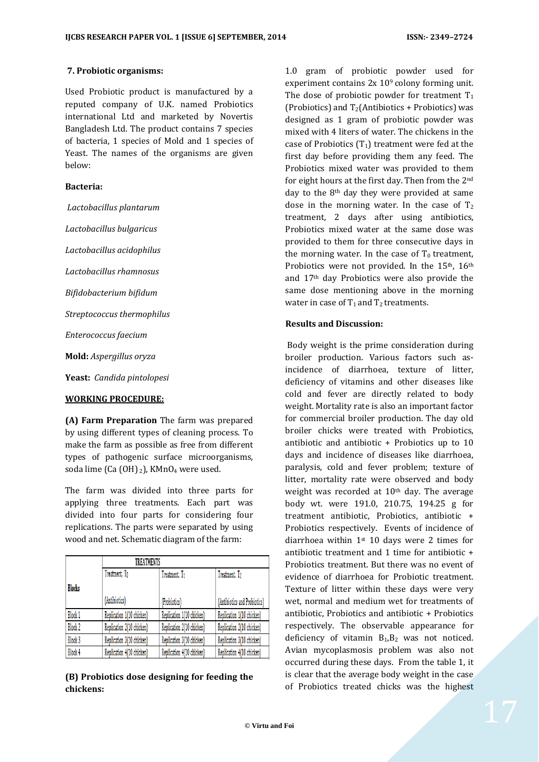### 7. Probiotic organisms:

Used Probiotic product is manufactured by a reputed company of U.K. named Probiotics international Ltd and marketed by Novertis Bangladesh Ltd. The product contains 7 species of bacteria, 1 species of Mold and 1 species of Yeast. The names of the organisms are given below:

**Bacteria:**

*Lactobacillus plantarum*

*Lactobacillus bulgaricus*

*Lactobacillus acidophilus*

*Lactobacillus rhamnosus*

*Bifidobacterium bifidum*

*Streptococcus thermophilus*

*Enterococcus faecium*

**Mold:** *Aspergillus oryza*

**Yeast:** *Candida pintolopesi*

**WORKING PROCEDURE:**

**(A) Farm Preparation** The farm was prepared by using different types of cleaning process. To make the farm as possible as free from different types of pathogenic surface microorganisms, soda lime ($Ca(OH)_2$), $KMnO_4$ were used.

The farm was divided into three parts for applying three treatments. Each part was divided into four parts for considering four replications. The parts were separated by using wood and net. Schematic diagram of the farm:

| Blocks | TREATMENTS | | |
|---|---|---|---|
| | Treatment: $T_0$ (Antibiotics) | Treatment: $T_1$ (Probiotics) | Treatment: $T_2$ (Antibiotics and Probiotics) |
| Block 1 | Replication 1(10 chicken) | Replication 1(10 chicken) | Replication 1(10 chicken) |
| Block 2 | Replication 2(10 chicken) | Replication 2(10 chicken) | Replication 2(10 chicken) |
| Block 3 | Replication 3(10 chicken) | Replication 3(10 chicken) | Replication 3(10 chicken) |
| Block 4 | Replication 4(10 chicken) | Replication 4(10 chicken) | Replication 4(10 chicken) |

**(B) Probiotics dose designing for feeding the chickens:**

1.0 gram of probiotic powder used for experiment contains $2x\ 10^9$ colony forming unit. The dose of probiotic powder for treatment $T_1$ (Probiotics) and $T_2$(Antibiotics + Probiotics) was designed as 1 gram of probiotic powder was mixed with 4 liters of water. The chickens in the case of Probiotics ($T_1$) treatment were fed at the first day before providing them any feed. The Probiotics mixed water was provided to them for eight hours at the first day. Then from the 2nd day to the 8th day they were provided at same dose in the morning water. In the case of $T_2$ treatment, 2 days after using antibiotics, Probiotics mixed water at the same dose was provided to them for three consecutive days in the morning water. In the case of $T_0$ treatment, Probiotics were not provided. In the 15th, 16th and 17th day Probiotics were also provide the same dose mentioning above in the morning water in case of $T_1$ and $T_2$ treatments.

### Results and Discussion:

Body weight is the prime consideration during broiler production. Various factors such as- incidence of diarrhoea, texture of litter, deficiency of vitamins and other diseases like cold and fever are directly related to body weight. Mortality rate is also an important factor for commercial broiler production. The day old broiler chicks were treated with Probiotics, antibiotic and antibiotic + Probiotics up to 10 days and incidence of diseases like diarrhoea, paralysis, cold and fever problem; texture of litter, mortality rate were observed and body weight was recorded at 10th day. The average body wt. were 191.0, 210.75, 194.25 g for treatment antibiotic, Probiotics, antibiotic + Probiotics respectively. Events of incidence of diarrhoea within 1st 10 days were 2 times for antibiotic treatment and 1 time for antibiotic + Probiotics treatment. But there was no event of evidence of diarrhoea for Probiotic treatment. Texture of litter within these days were very wet, normal and medium wet for treatments of antibiotic, Probiotics and antibiotic + Probiotics respectively. The observable appearance for deficiency of vitamin $B_1$,$B_2$ was not noticed. Avian mycoplasmosis problem was also not occurred during these days. From the table 1, it is clear that the average body weight in the case of Probiotics treated chicks was the highest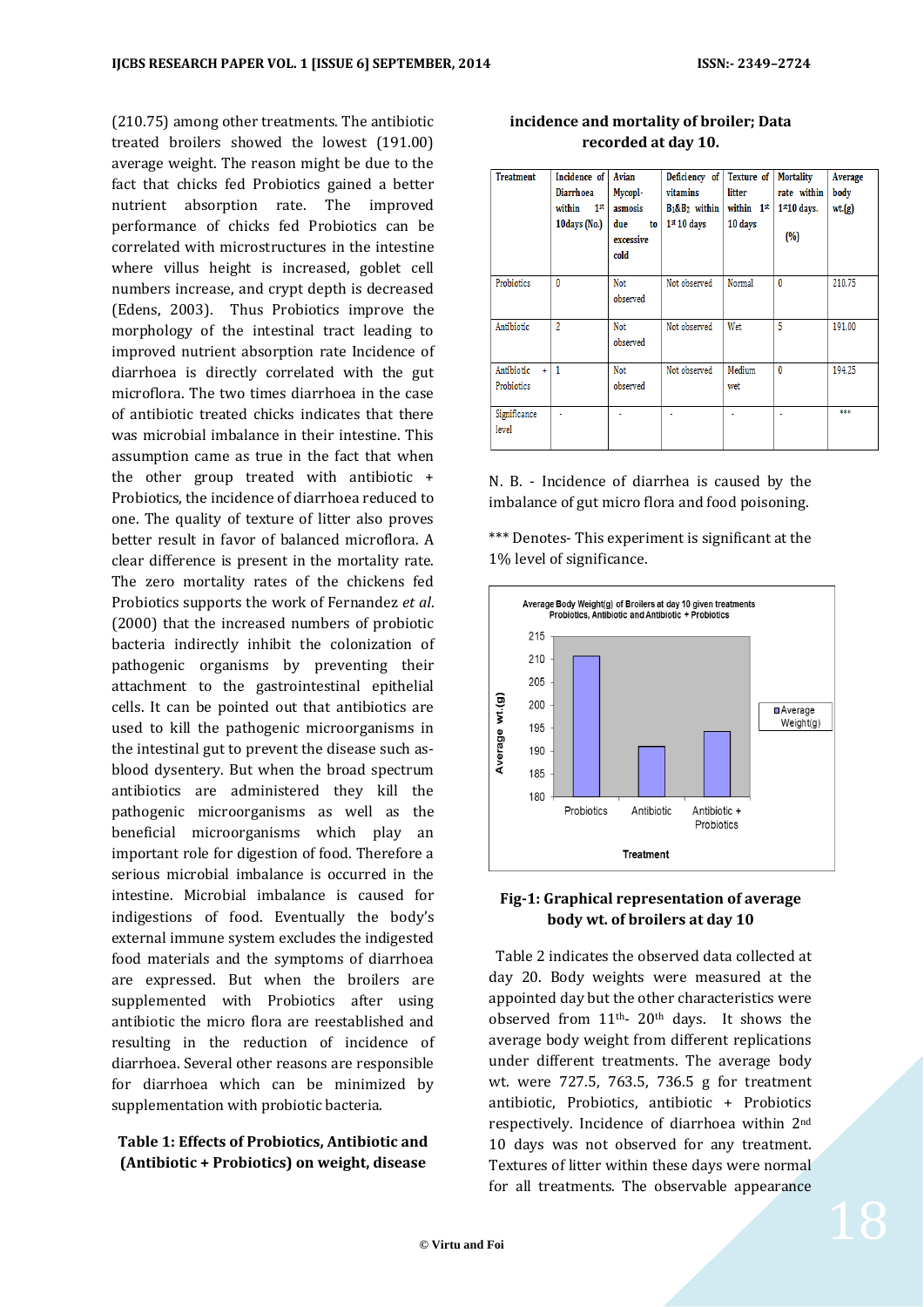(210.75) among other treatments. The antibiotic treated broilers showed the lowest (191.00) average weight. The reason might be due to the fact that chicks fed Probiotics gained a better nutrient absorption rate. The improved performance of chicks fed Probiotics can be correlated with microstructures in the intestine where villus height is increased, goblet cell numbers increase, and crypt depth is decreased (Edens, 2003). Thus Probiotics improve the morphology of the intestinal tract leading to improved nutrient absorption rate Incidence of diarrhoea is directly correlated with the gut microflora. The two times diarrhoea in the case of antibiotic treated chicks indicates that there was microbial imbalance in their intestine. This assumption came as true in the fact that when the other group treated with antibiotic + Probiotics, the incidence of diarrhoea reduced to one. The quality of texture of litter also proves better result in favor of balanced microflora. A clear difference is present in the mortality rate. The zero mortality rates of the chickens fed Probiotics supports the work of Fernandez *et al*. (2000) that the increased numbers of probiotic bacteria indirectly inhibit the colonization of pathogenic organisms by preventing their attachment to the gastrointestinal epithelial cells. It can be pointed out that antibiotics are used to kill the pathogenic microorganisms in the intestinal gut to prevent the disease such as-blood dysentery. But when the broad spectrum antibiotics are administered they kill the pathogenic microorganisms as well as the beneficial microorganisms which play an important role for digestion of food. Therefore a serious microbial imbalance is occurred in the intestine. Microbial imbalance is caused for indigestions of food. Eventually the body's external immune system excludes the indigested food materials and the symptoms of diarrhoea are expressed. But when the broilers are supplemented with Probiotics after using antibiotic the micro flora are reestablished and resulting in the reduction of incidence of diarrhoea. Several other reasons are responsible for diarrhoea which can be minimized by supplementation with probiotic bacteria.

**Table 1: Effects of Probiotics, Antibiotic and (Antibiotic + Probiotics) on weight, disease incidence and mortality of broiler; Data recorded at day 10.**

| Treatment | Incidence of Diarrhoea within 1st 10days (No.) | Avian Mycopl-asmosis due to excessive cold | Deficiency of vitamins $B_1$&$B_2$ within 1st 10 days | Texture of litter within 1st 10 days | Mortality rate within 1st10 days. (%) | Average body wt.(g) |
|---|---|---|---|---|---|---|
| Probiotics | 0 | Not observed | Not observed | Normal | 0 | 210.75 |
| Antibiotic | 2 | Not observed | Not observed | Wet | 5 | 191.00 |
| Antibiotic + Probiotics | 1 | Not observed | Not observed | Medium wet | 0 | 194.25 |
| Significance level | - | - | - | - | - | *** |

N. B. - Incidence of diarrhea is caused by the imbalance of gut micro flora and food poisoning.

*** Denotes- This experiment is significant at the 1% level of significance.

**Fig-1: Graphical representation of average body wt. of broilers at day 10**

Table 2 indicates the observed data collected at day 20. Body weights were measured at the appointed day but the other characteristics were observed from 11th- 20th days. It shows the average body weight from different replications under different treatments. The average body wt. were 727.5, 763.5, 736.5 g for treatment antibiotic, Probiotics, antibiotic + Probiotics respectively. Incidence of diarrhoea within 2nd 10 days was not observed for any treatment. Textures of litter within these days were normal for all treatments. The observable appearance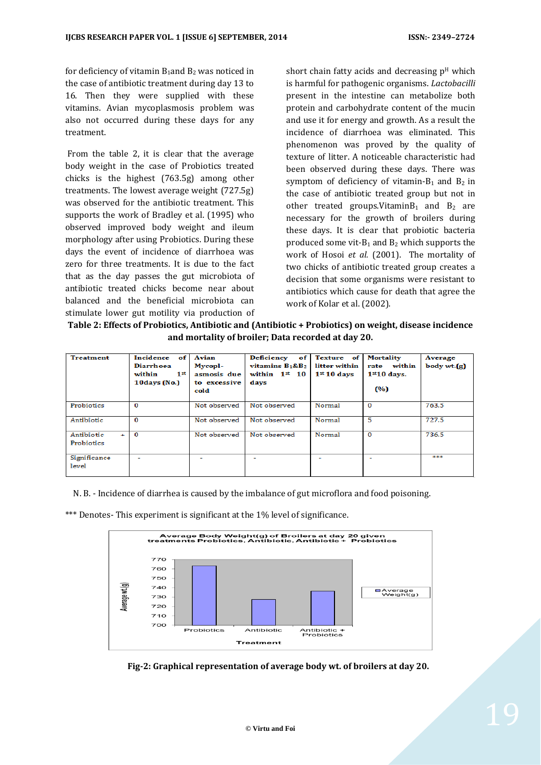for deficiency of vitamin $B_1$and $B_2$ was noticed in the case of antibiotic treatment during day 13 to 16. Then they were supplied with these vitamins. Avian mycoplasmosis problem was also not occurred during these days for any treatment.

From the table 2, it is clear that the average body weight in the case of Probiotics treated chicks is the highest (763.5g) among other treatments. The lowest average weight (727.5g) was observed for the antibiotic treatment. This supports the work of Bradley et al. (1995) who observed improved body weight and ileum morphology after using Probiotics. During these days the event of incidence of diarrhoea was zero for three treatments. It is due to the fact that as the day passes the gut microbiota of antibiotic treated chicks become near about balanced and the beneficial microbiota can stimulate lower gut motility via production of short chain fatty acids and decreasing $p^H$ which is harmful for pathogenic organisms. *Lactobacilli* present in the intestine can metabolize both protein and carbohydrate content of the mucin and use it for energy and growth. As a result the incidence of diarrhoea was eliminated. This phenomenon was proved by the quality of texture of litter. A noticeable characteristic had been observed during these days. There was symptom of deficiency of vitamin-$B_1$ and $B_2$ in the case of antibiotic treated group but not in other treated groups.Vitamin$B_1$ and $B_2$ are necessary for the growth of broilers during these days. It is clear that probiotic bacteria produced some vit-$B_1$ and $B_2$ which supports the work of Hosoi *et al.* (2001). The mortality of two chicks of antibiotic treated group creates a decision that some organisms were resistant to antibiotics which cause for death that agree the work of Kolar et al. (2002).

**Table 2: Effects of Probiotics, Antibiotic and (Antibiotic + Probiotics) on weight, disease incidence and mortality of broiler; Data recorded at day 20.**

| Treatment | Incidence of Diarrhoea within 1st 10days (No.) | Avian Mycopl-asmosis due to excessive cold | Deficiency of vitamins $B_1$&$B_2$ within 1st 10 days | Texture of litter within 1st 10 days | Mortality rate within 1st10 days. (%) | Average body wt.(g) |
|---|---|---|---|---|---|---|
| Probiotics | 0 | Not observed | Not observed | Normal | 0 | 763.5 |
| Antibiotic | 0 | Not observed | Not observed | Normal | 5 | 727.5 |
| Antibiotic + Probiotics | 0 | Not observed | Not observed | Normal | 0 | 736.5 |
| Significance level | - | - | - | - | - | *** |

N. B. - Incidence of diarrhea is caused by the imbalance of gut microflora and food poisoning.

*** Denotes- This experiment is significant at the 1% level of significance.

**Fig-2: Graphical representation of average body wt. of broilers at day 20.**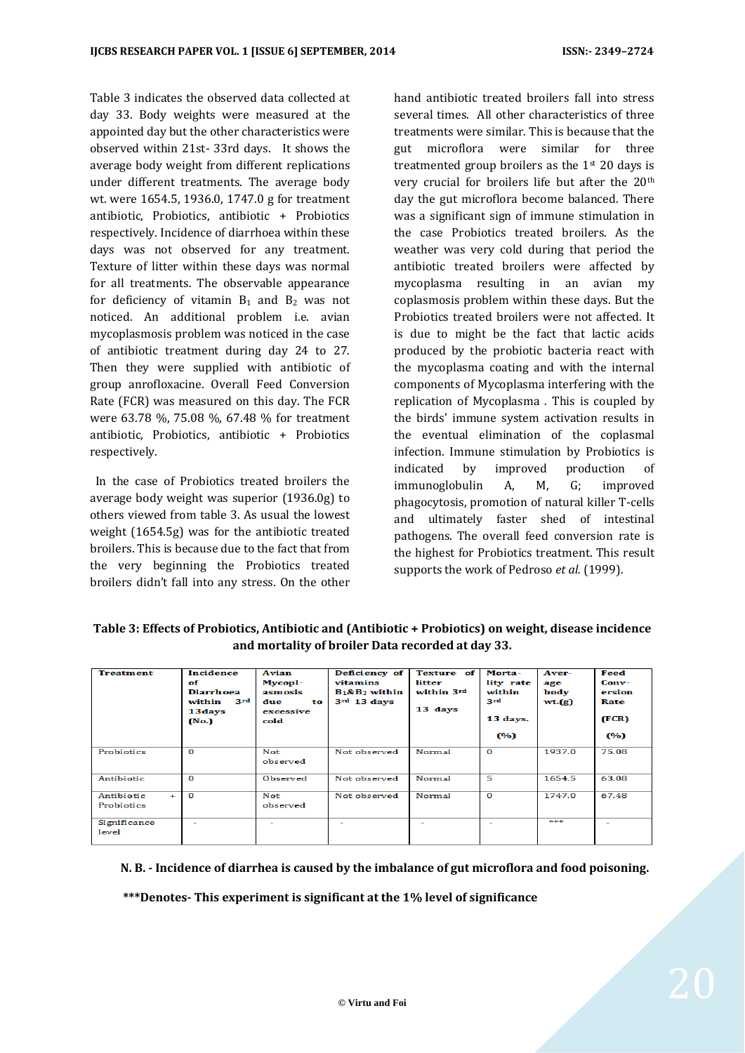Table 3 indicates the observed data collected at day 33. Body weights were measured at the appointed day but the other characteristics were observed within 21st- 33rd days. It shows the average body weight from different replications under different treatments. The average body wt. were 1654.5, 1936.0, 1747.0 g for treatment antibiotic, Probiotics, antibiotic + Probiotics respectively. Incidence of diarrhoea within these days was not observed for any treatment. Texture of litter within these days was normal for all treatments. The observable appearance for deficiency of vitamin $B_1$ and $B_2$ was not noticed. An additional problem i.e. avian mycoplasmosis problem was noticed in the case of antibiotic treatment during day 24 to 27. Then they were supplied with antibiotic of group anrofloxacine. Overall Feed Conversion Rate (FCR) was measured on this day. The FCR were 63.78 %, 75.08 %, 67.48 % for treatment antibiotic, Probiotics, antibiotic + Probiotics respectively.

In the case of Probiotics treated broilers the average body weight was superior (1936.0g) to others viewed from table 3. As usual the lowest weight (1654.5g) was for the antibiotic treated broilers. This is because due to the fact that from the very beginning the Probiotics treated broilers didn't fall into any stress. On the other hand antibiotic treated broilers fall into stress several times. All other characteristics of three treatments were similar. This is because that the gut microflora were similar for three treatmented group broilers as the 1st 20 days is very crucial for broilers life but after the 20th day the gut microflora become balanced. There was a significant sign of immune stimulation in the case Probiotics treated broilers. As the weather was very cold during that period the antibiotic treated broilers were affected by mycoplasma resulting in an avian my coplasmosis problem within these days. But the Probiotics treated broilers were not affected. It is due to might be the fact that lactic acids produced by the probiotic bacteria react with the mycoplasma coating and with the internal components of Mycoplasma interfering with the replication of Mycoplasma . This is coupled by the birds' immune system activation results in the eventual elimination of the coplasmal infection. Immune stimulation by Probiotics is indicated by improved production of immunoglobulin A, M, G; improved phagocytosis, promotion of natural killer T-cells and ultimately faster shed of intestinal pathogens. The overall feed conversion rate is the highest for Probiotics treatment. This result supports the work of Pedroso *et al.* (1999).

**Table 3: Effects of Probiotics, Antibiotic and (Antibiotic + Probiotics) on weight, disease incidence and mortality of broiler Data recorded at day 33.**

| Treatment | Incidence of Diarrhoea within 3rd 13days (No.) | Avian Mycoplasmosis due to excessive cold | Deficiency of vitamins $B_1$&$B_2$ within 3rd 13 days | Texture of litter within 3rd 13 days | Mortality rate within 3rd 13 days. (%) | Average body wt.(g) | Feed Conversion Rate (FCR) (%) |
|---|---|---|---|---|---|---|---|
| Probiotics | 0 | Not observed | Not observed | Normal | 0 | 1937.0 | 75.08 |
| Antibiotic | 0 | Observed | Not observed | Normal | 5 | 1654.5 | 63.08 |
| Antibiotic + Probiotics | 0 | Not observed | Not observed | Normal | 0 | 1747.0 | 67.48 |
| Significance level | - | - | - | - | - | *** | - |

**N. B. - Incidence of diarrhea is caused by the imbalance of gut microflora and food poisoning.**

**\*\*\*Denotes- This experiment is significant at the 1% level of significance**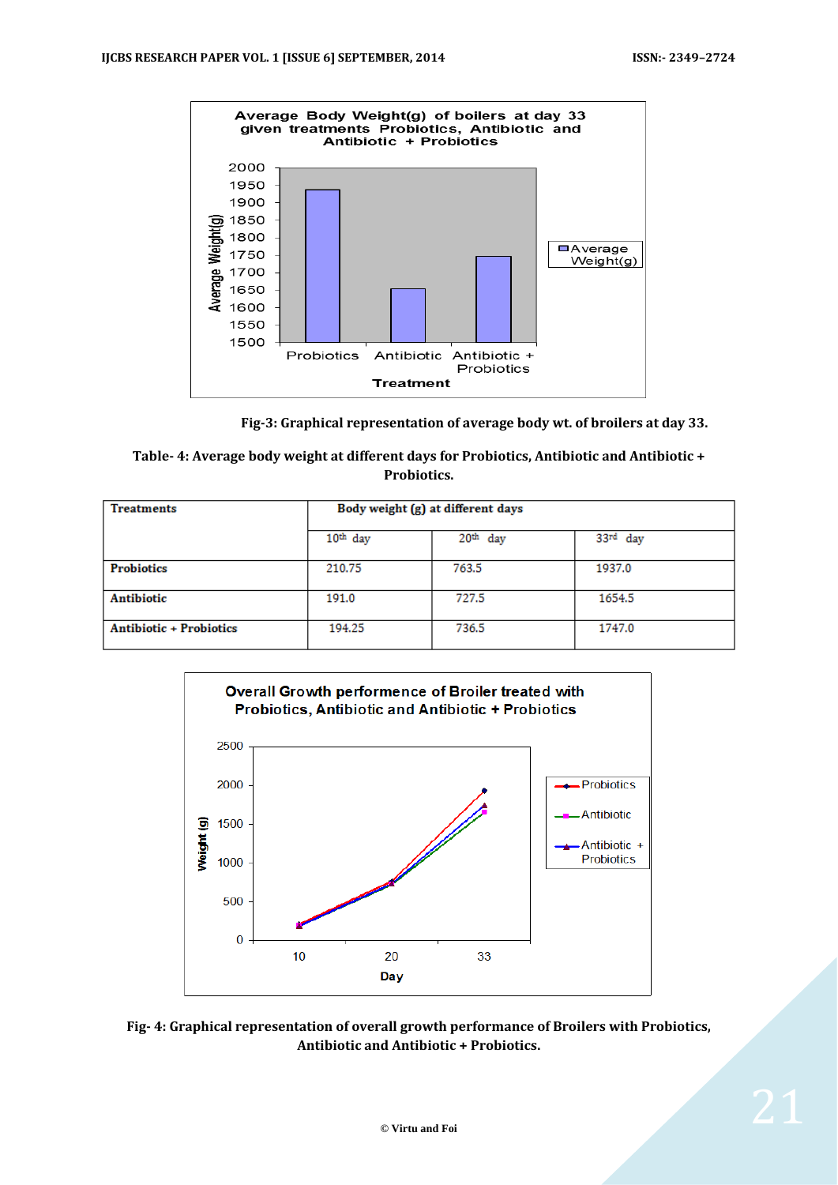Fig-3: Graphical representation of average body wt. of broilers at day 33.

**Table- 4: Average body weight at different days for Probiotics, Antibiotic and Antibiotic + Probiotics.**

| Treatments | Body weight (g) at different days | | |
|---|---|---|---|
| | 10th day | 20th day | 33rd day |
| **Probiotics** | 210.75 | 763.5 | 1937.0 |
| **Antibiotic** | 191.0 | 727.5 | 1654.5 |
| **Antibiotic + Probiotics** | 194.25 | 736.5 | 1747.0 |

**Fig- 4: Graphical representation of overall growth performance of Broilers with Probiotics, Antibiotic and Antibiotic + Probiotics.**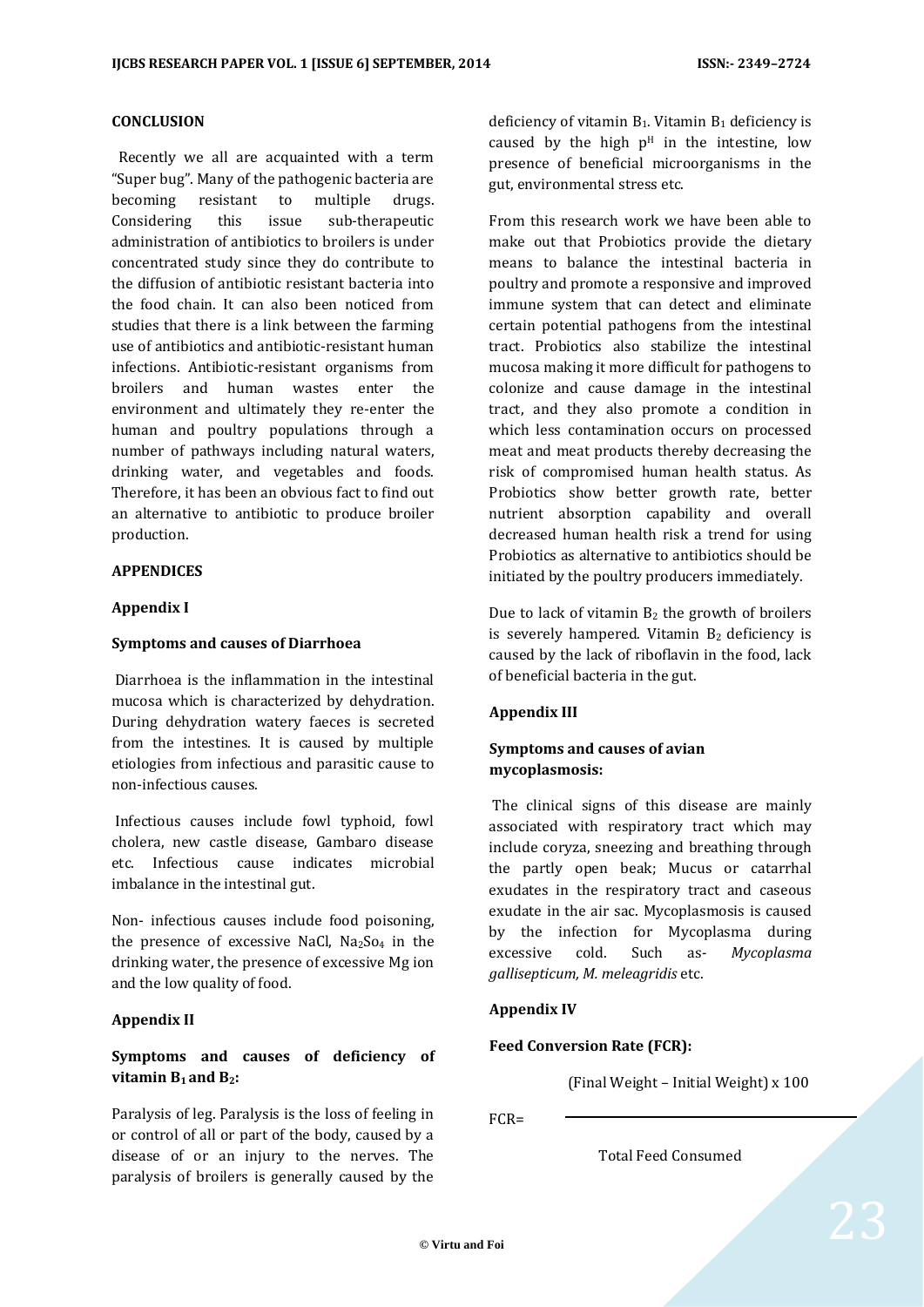## CONCLUSION

Recently we all are acquainted with a term "Super bug". Many of the pathogenic bacteria are becoming resistant to multiple drugs. Considering this issue sub-therapeutic administration of antibiotics to broilers is under concentrated study since they do contribute to the diffusion of antibiotic resistant bacteria into the food chain. It can also been noticed from studies that there is a link between the farming use of antibiotics and antibiotic-resistant human infections. Antibiotic-resistant organisms from broilers and human wastes enter the environment and ultimately they re-enter the human and poultry populations through a number of pathways including natural waters, drinking water, and vegetables and foods. Therefore, it has been an obvious fact to find out an alternative to antibiotic to produce broiler production.

## APPENDICES

### Appendix I

**Symptoms and causes of Diarrhoea**

Diarrhoea is the inflammation in the intestinal mucosa which is characterized by dehydration. During dehydration watery faeces is secreted from the intestines. It is caused by multiple etiologies from infectious and parasitic cause to non-infectious causes.

Infectious causes include fowl typhoid, fowl cholera, new castle disease, Gambaro disease etc. Infectious cause indicates microbial imbalance in the intestinal gut.

Non- infectious causes include food poisoning, the presence of excessive NaCl, $Na_2So_4$ in the drinking water, the presence of excessive Mg ion and the low quality of food.

### Appendix II

**Symptoms and causes of deficiency of vitamin $B_1$ and $B_2$:**

Paralysis of leg. Paralysis is the loss of feeling in or control of all or part of the body, caused by a disease of or an injury to the nerves. The paralysis of broilers is generally caused by the deficiency of vitamin $B_1$. Vitamin $B_1$ deficiency is caused by the high $p^H$ in the intestine, low presence of beneficial microorganisms in the gut, environmental stress etc.

From this research work we have been able to make out that Probiotics provide the dietary means to balance the intestinal bacteria in poultry and promote a responsive and improved immune system that can detect and eliminate certain potential pathogens from the intestinal tract. Probiotics also stabilize the intestinal mucosa making it more difficult for pathogens to colonize and cause damage in the intestinal tract, and they also promote a condition in which less contamination occurs on processed meat and meat products thereby decreasing the risk of compromised human health status. As Probiotics show better growth rate, better nutrient absorption capability and overall decreased human health risk a trend for using Probiotics as alternative to antibiotics should be initiated by the poultry producers immediately.

Due to lack of vitamin $B_2$ the growth of broilers is severely hampered. Vitamin $B_2$ deficiency is caused by the lack of riboflavin in the food, lack of beneficial bacteria in the gut.

### Appendix III

**Symptoms and causes of avian mycoplasmosis:**

The clinical signs of this disease are mainly associated with respiratory tract which may include coryza, sneezing and breathing through the partly open beak; Mucus or catarrhal exudates in the respiratory tract and caseous exudate in the air sac. Mycoplasmosis is caused by the infection for Mycoplasma during excessive cold. Such as- *Mycoplasma gallisepticum, M. meleagridis* etc.

### Appendix IV

**Feed Conversion Rate (FCR):**

$$FCR = \frac{(\text{Final Weight} - \text{Initial Weight}) \times 100}{\text{Total Feed Consumed}}$$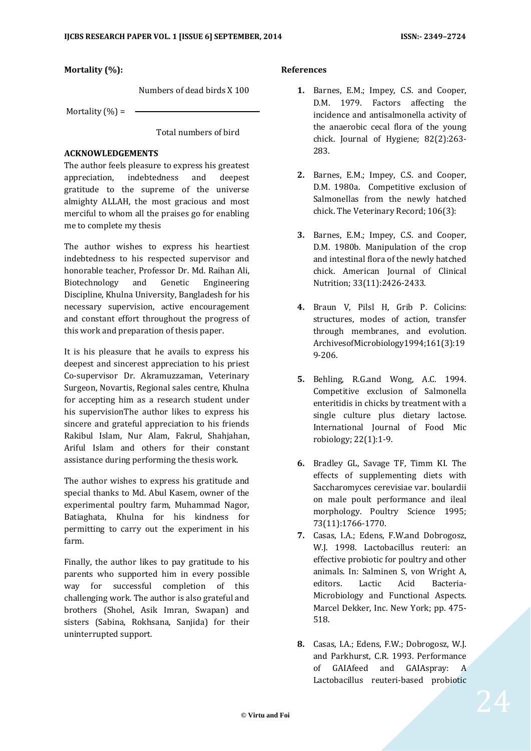**Mortality (%):**

$$\text{Mortality (\%)} = \frac{\text{Numbers of dead birds X 100}}{\text{Total numbers of bird}}$$

**ACKNOWLEDGEMENTS**

The author feels pleasure to express his greatest appreciation, indebtedness and deepest gratitude to the supreme of the universe almighty ALLAH, the most gracious and most merciful to whom all the praises go for enabling me to complete my thesis

The author wishes to express his heartiest indebtedness to his respected supervisor and honorable teacher, Professor Dr. Md. Raihan Ali, Biotechnology and Genetic Engineering Discipline, Khulna University, Bangladesh for his necessary supervision, active encouragement and constant effort throughout the progress of this work and preparation of thesis paper.

It is his pleasure that he avails to express his deepest and sincerest appreciation to his priest Co-supervisor Dr. Akramuzzaman, Veterinary Surgeon, Novartis, Regional sales centre, Khulna for accepting him as a research student under his supervisionThe author likes to express his sincere and grateful appreciation to his friends Rakibul Islam, Nur Alam, Fakrul, Shahjahan, Ariful Islam and others for their constant assistance during performing the thesis work.

The author wishes to express his gratitude and special thanks to Md. Abul Kasem, owner of the experimental poultry farm, Muhammad Nagor, Batiaghata, Khulna for his kindness for permitting to carry out the experiment in his farm.

Finally, the author likes to pay gratitude to his parents who supported him in every possible way for successful completion of this challenging work. The author is also grateful and brothers (Shohel, Asik Imran, Swapan) and sisters (Sabina, Rokhsana, Sanjida) for their uninterrupted support.

**References**

1. Barnes, E.M.; Impey, C.S. and Cooper, D.M. 1979. Factors affecting the incidence and antisalmonella activity of the anaerobic cecal flora of the young chick. Journal of Hygiene; 82(2):263-283.

2. Barnes, E.M.; Impey, C.S. and Cooper, D.M. 1980a. Competitive exclusion of Salmonellas from the newly hatched chick. The Veterinary Record; 106(3):

3. Barnes, E.M.; Impey, C.S. and Cooper, D.M. 1980b. Manipulation of the crop and intestinal flora of the newly hatched chick. American Journal of Clinical Nutrition; 33(11):2426-2433.

4. Braun V, Pilsl H, Grib P. Colicins: structures, modes of action, transfer through membranes, and evolution. ArchivesofMicrobiology1994;161(3):199-206.

5. Behling, R.G.and Wong, A.C. 1994. Competitive exclusion of Salmonella enteritidis in chicks by treatment with a single culture plus dietary lactose. International Journal of Food Mic robiology; 22(1):1-9.

6. Bradley GL, Savage TF, Timm KI. The effects of supplementing diets with Saccharomyces cerevisiae var. boulardii on male poult performance and ileal morphology. Poultry Science 1995; 73(11):1766-1770.

7. Casas, I.A.; Edens, F.W.and Dobrogosz, W.J. 1998. Lactobacillus reuteri: an effective probiotic for poultry and other animals. In: Salminen S, von Wright A, editors. Lactic Acid Bacteria-Microbiology and Functional Aspects. Marcel Dekker, Inc. New York; pp. 475-518.

8. Casas, I.A.; Edens, F.W.; Dobrogosz, W.J. and Parkhurst, C.R. 1993. Performance of GAIAfeed and GAIAspray: A Lactobacillus reuteri-based probiotic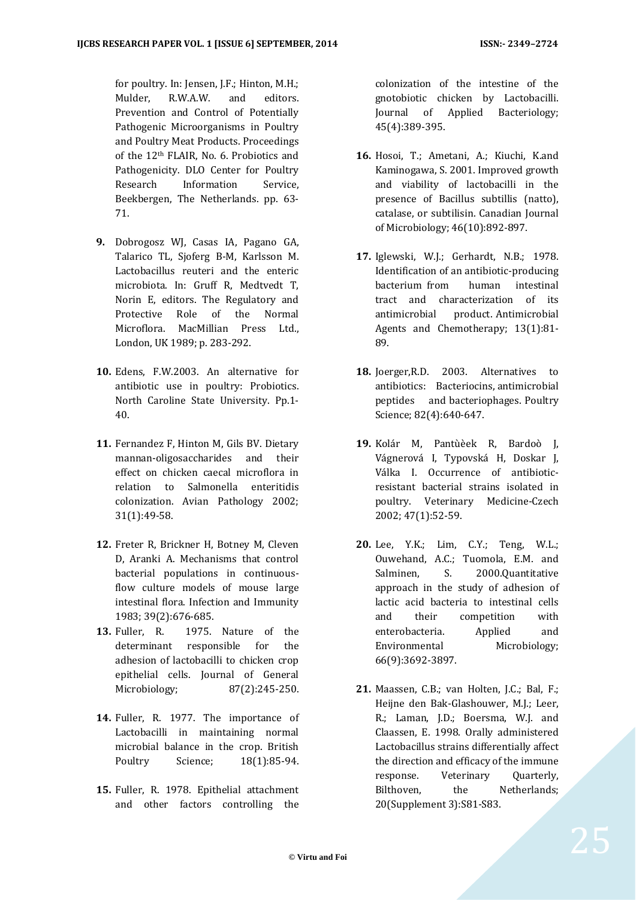for poultry. In: Jensen, J.F.; Hinton, M.H.; Mulder, R.W.A.W. and editors. Prevention and Control of Potentially Pathogenic Microorganisms in Poultry and Poultry Meat Products. Proceedings of the 12th FLAIR, No. 6. Probiotics and Pathogenicity. DLO Center for Poultry Research Information Service, Beekbergen, The Netherlands. pp. 63-71.

9. Dobrogosz WJ, Casas IA, Pagano GA, Talarico TL, Sjoferg B-M, Karlsson M. Lactobacillus reuteri and the enteric microbiota. In: Gruff R, Medtvedt T, Norin E, editors. The Regulatory and Protective Role of the Normal Microflora. MacMillian Press Ltd., London, UK 1989; p. 283-292.

10. Edens, F.W.2003. An alternative for antibiotic use in poultry: Probiotics. North Caroline State University. Pp.1-40.

11. Fernandez F, Hinton M, Gils BV. Dietary mannan-oligosaccharides and their effect on chicken caecal microflora in relation to Salmonella enteritidis colonization. Avian Pathology 2002; 31(1):49-58.

12. Freter R, Brickner H, Botney M, Cleven D, Aranki A. Mechanisms that control bacterial populations in continuous-flow culture models of mouse large intestinal flora. Infection and Immunity 1983; 39(2):676-685.

13. Fuller, R. 1975. Nature of the determinant responsible for the adhesion of lactobacilli to chicken crop epithelial cells. Journal of General Microbiology; 87(2):245-250.

14. Fuller, R. 1977. The importance of Lactobacilli in maintaining normal microbial balance in the crop. British Poultry Science; 18(1):85-94.

15. Fuller, R. 1978. Epithelial attachment and other factors controlling the colonization of the intestine of the gnotobiotic chicken by Lactobacilli. Journal of Applied Bacteriology; 45(4):389-395.

16. Hosoi, T.; Ametani, A.; Kiuchi, K.and Kaminogawa, S. 2001. Improved growth and viability of lactobacilli in the presence of Bacillus subtillis (natto), catalase, or subtilisin. Canadian Journal of Microbiology; 46(10):892-897.

17. Iglewski, W.J.; Gerhardt, N.B.; 1978. Identification of an antibiotic-producing bacterium from human intestinal tract and characterization of its antimicrobial product. Antimicrobial Agents and Chemotherapy; 13(1):81-89.

18. Joerger,R.D. 2003. Alternatives to antibiotics: Bacteriocins, antimicrobial peptides and bacteriophages. Poultry Science; 82(4):640-647.

19. Kolár M, Pantùèek R, Bardoò J, Vágnerová I, Typovská H, Doskar J, Válka I. Occurrence of antibiotic-resistant bacterial strains isolated in poultry. Veterinary Medicine-Czech 2002; 47(1):52-59.

20. Lee, Y.K.; Lim, C.Y.; Teng, W.L.; Ouwehand, A.C.; Tuomola, E.M. and Salminen, S. 2000.Quantitative approach in the study of adhesion of lactic acid bacteria to intestinal cells and their competition with enterobacteria. Applied and Environmental Microbiology; 66(9):3692-3897.

21. Maassen, C.B.; van Holten, J.C.; Bal, F.; Heijne den Bak-Glashouwer, M.J.; Leer, R.; Laman, J.D.; Boersma, W.J. and Claassen, E. 1998. Orally administered Lactobacillus strains differentially affect the direction and efficacy of the immune response. Veterinary Quarterly, Bilthoven, the Netherlands; 20(Supplement 3):S81-S83.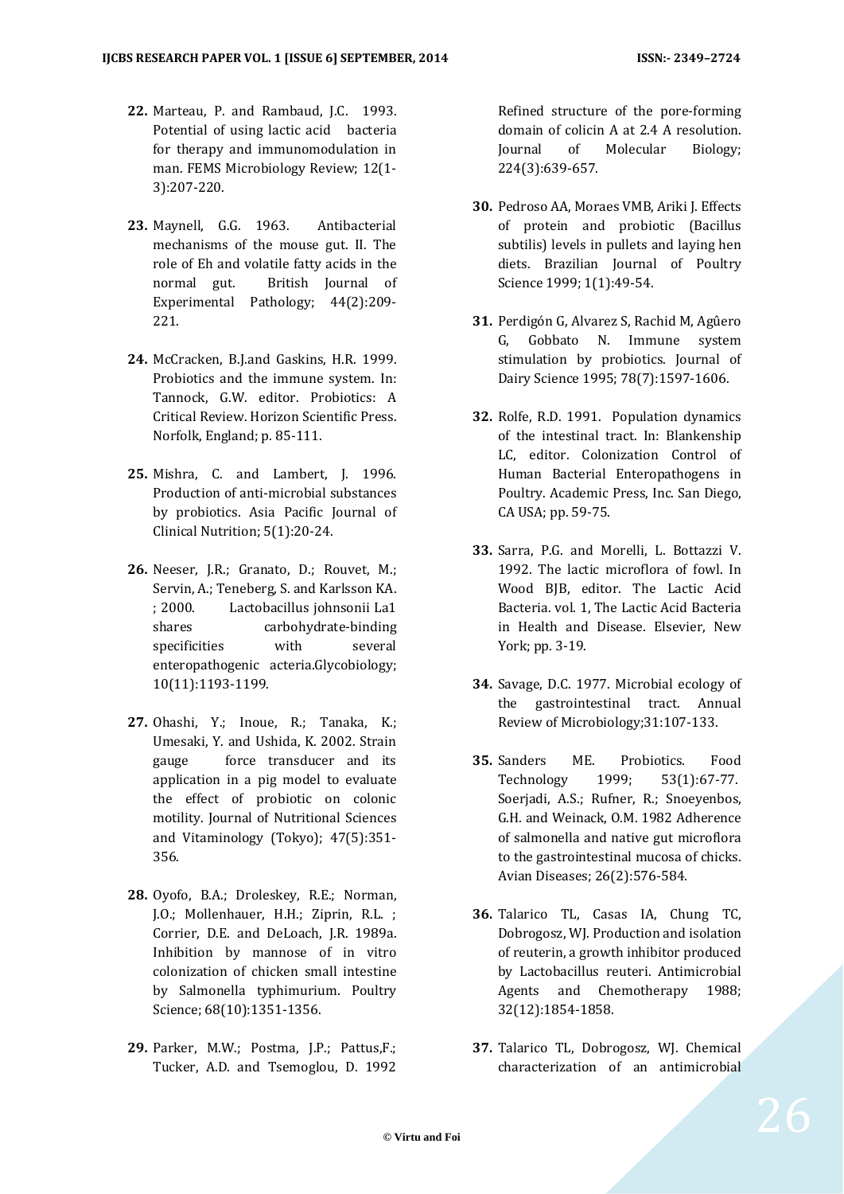22. Marteau, P. and Rambaud, J.C. 1993. Potential of using lactic acid bacteria for therapy and immunomodulation in man. FEMS Microbiology Review; 12(1-3):207-220.

23. Maynell, G.G. 1963. Antibacterial mechanisms of the mouse gut. II. The role of Eh and volatile fatty acids in the normal gut. British Journal of Experimental Pathology; 44(2):209-221.

24. McCracken, B.J.and Gaskins, H.R. 1999. Probiotics and the immune system. In: Tannock, G.W. editor. Probiotics: A Critical Review. Horizon Scientific Press. Norfolk, England; p. 85-111.

25. Mishra, C. and Lambert, J. 1996. Production of anti-microbial substances by probiotics. Asia Pacific Journal of Clinical Nutrition; 5(1):20-24.

26. Neeser, J.R.; Granato, D.; Rouvet, M.; Servin, A.; Teneberg, S. and Karlsson KA. ; 2000. Lactobacillus johnsonii La1 shares carbohydrate-binding specificities with several enteropathogenic acteria.Glycobiology; 10(11):1193-1199.

27. Ohashi, Y.; Inoue, R.; Tanaka, K.; Umesaki, Y. and Ushida, K. 2002. Strain gauge force transducer and its application in a pig model to evaluate the effect of probiotic on colonic motility. Journal of Nutritional Sciences and Vitaminology (Tokyo); 47(5):351-356.

28. Oyofo, B.A.; Droleskey, R.E.; Norman, J.O.; Mollenhauer, H.H.; Ziprin, R.L. ; Corrier, D.E. and DeLoach, J.R. 1989a. Inhibition by mannose of in vitro colonization of chicken small intestine by Salmonella typhimurium. Poultry Science; 68(10):1351-1356.

29. Parker, M.W.; Postma, J.P.; Pattus,F.; Tucker, A.D. and Tsemoglou, D. 1992 Refined structure of the pore-forming domain of colicin A at 2.4 A resolution. Journal of Molecular Biology; 224(3):639-657.

30. Pedroso AA, Moraes VMB, Ariki J. Effects of protein and probiotic (Bacillus subtilis) levels in pullets and laying hen diets. Brazilian Journal of Poultry Science 1999; 1(1):49-54.

31. Perdigón G, Alvarez S, Rachid M, Agûero G, Gobbato N. Immune system stimulation by probiotics. Journal of Dairy Science 1995; 78(7):1597-1606.

32. Rolfe, R.D. 1991. Population dynamics of the intestinal tract. In: Blankenship LC, editor. Colonization Control of Human Bacterial Enteropathogens in Poultry. Academic Press, Inc. San Diego, CA USA; pp. 59-75.

33. Sarra, P.G. and Morelli, L. Bottazzi V. 1992. The lactic microflora of fowl. In Wood BJB, editor. The Lactic Acid Bacteria. vol. 1, The Lactic Acid Bacteria in Health and Disease. Elsevier, New York; pp. 3-19.

34. Savage, D.C. 1977. Microbial ecology of the gastrointestinal tract. Annual Review of Microbiology;31:107-133.

35. Sanders ME. Probiotics. Food Technology 1999; 53(1):67-77. Soerjadi, A.S.; Rufner, R.; Snoeyenbos, G.H. and Weinack, O.M. 1982 Adherence of salmonella and native gut microflora to the gastrointestinal mucosa of chicks. Avian Diseases; 26(2):576-584.

36. Talarico TL, Casas IA, Chung TC, Dobrogosz, WJ. Production and isolation of reuterin, a growth inhibitor produced by Lactobacillus reuteri. Antimicrobial Agents and Chemotherapy 1988; 32(12):1854-1858.

37. Talarico TL, Dobrogosz, WJ. Chemical characterization of an antimicrobial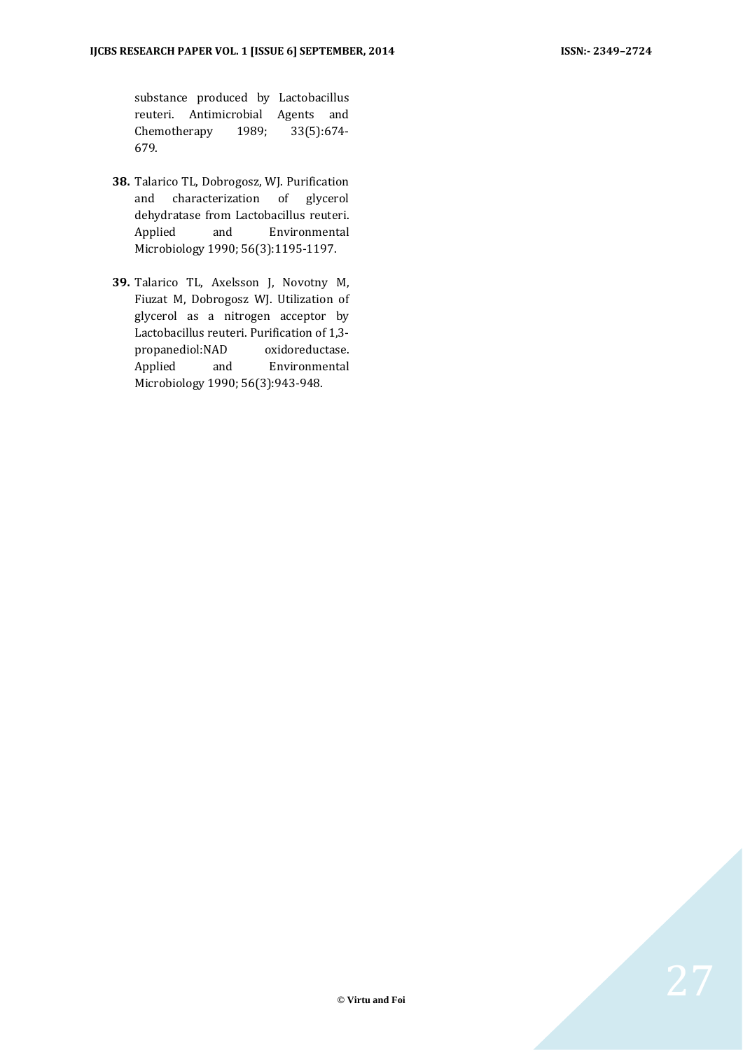substance produced by Lactobacillus reuteri. Antimicrobial Agents and Chemotherapy 1989; 33(5):674-679.

38. Talarico TL, Dobrogosz, WJ. Purification and characterization of glycerol dehydratase from Lactobacillus reuteri. Applied and Environmental Microbiology 1990; 56(3):1195-1197.

39. Talarico TL, Axelsson J, Novotny M, Fiuzat M, Dobrogosz WJ. Utilization of glycerol as a nitrogen acceptor by Lactobacillus reuteri. Purification of 1,3-propanediol:NAD oxidoreductase. Applied and Environmental Microbiology 1990; 56(3):943-948.